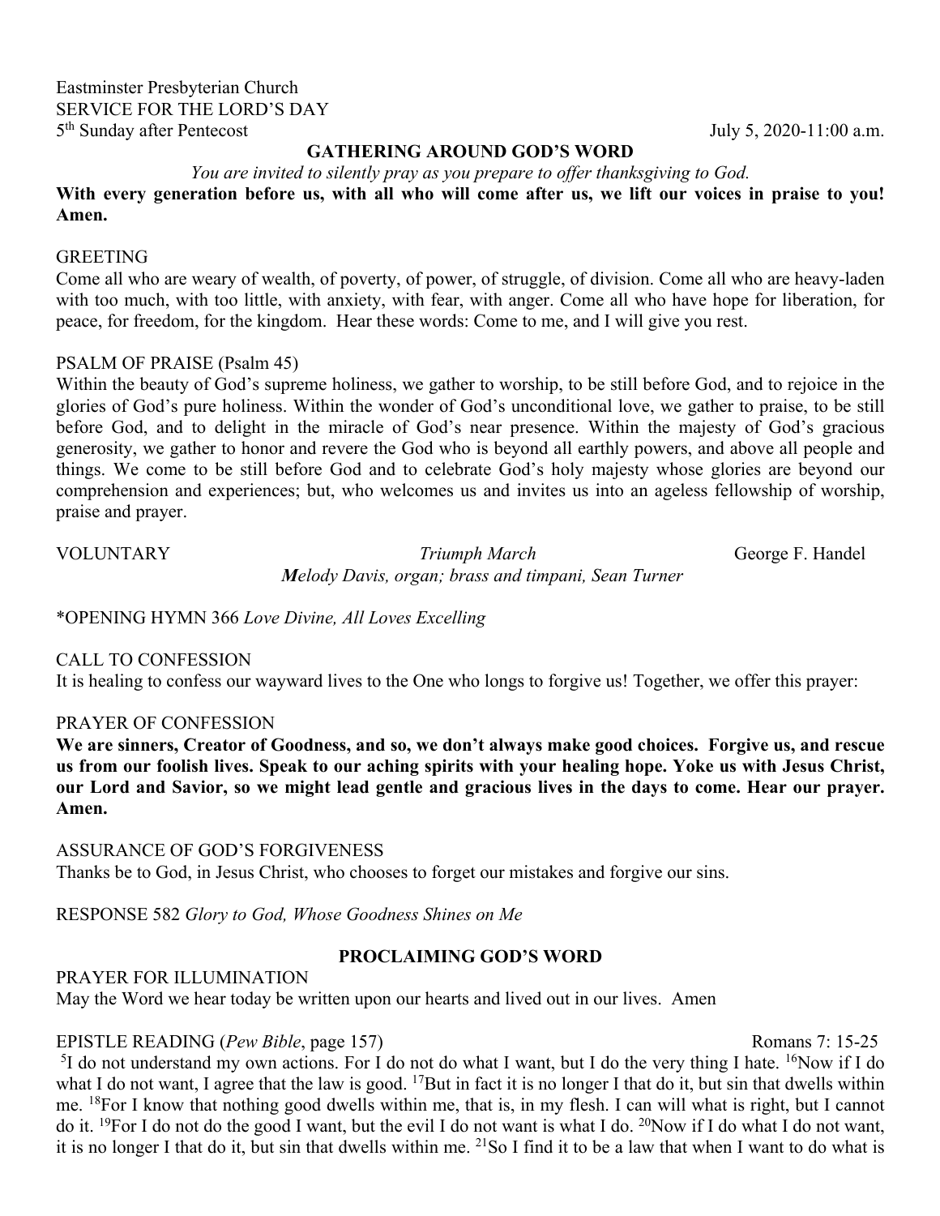Eastminster Presbyterian Church
SERVICE FOR THE LORD'S DAY
5th Sunday after Pentecost July 5, 2020-11:00 a.m.

## GATHERING AROUND GOD'S WORD

*You are invited to silently pray as you prepare to offer thanksgiving to God.*

**With every generation before us, with all who will come after us, we lift our voices in praise to you! Amen.**

GREETING

Come all who are weary of wealth, of poverty, of power, of struggle, of division. Come all who are heavy-laden with too much, with too little, with anxiety, with fear, with anger. Come all who have hope for liberation, for peace, for freedom, for the kingdom. Hear these words: Come to me, and I will give you rest.

PSALM OF PRAISE (Psalm 45)

Within the beauty of God's supreme holiness, we gather to worship, to be still before God, and to rejoice in the glories of God's pure holiness. Within the wonder of God's unconditional love, we gather to praise, to be still before God, and to delight in the miracle of God's near presence. Within the majesty of God's gracious generosity, we gather to honor and revere the God who is beyond all earthly powers, and above all people and things. We come to be still before God and to celebrate God's holy majesty whose glories are beyond our comprehension and experiences; but, who welcomes us and invites us into an ageless fellowship of worship, praise and prayer.

VOLUNTARY *Triumph March* George F. Handel
*Melody Davis, organ; brass and timpani, Sean Turner*

*OPENING HYMN 366 *Love Divine, All Loves Excelling*

CALL TO CONFESSION

It is healing to confess our wayward lives to the One who longs to forgive us! Together, we offer this prayer:

PRAYER OF CONFESSION

**We are sinners, Creator of Goodness, and so, we don't always make good choices. Forgive us, and rescue us from our foolish lives. Speak to our aching spirits with your healing hope. Yoke us with Jesus Christ, our Lord and Savior, so we might lead gentle and gracious lives in the days to come. Hear our prayer. Amen.**

ASSURANCE OF GOD'S FORGIVENESS

Thanks be to God, in Jesus Christ, who chooses to forget our mistakes and forgive our sins.

RESPONSE 582 *Glory to God, Whose Goodness Shines on Me*

## PROCLAIMING GOD'S WORD

PRAYER FOR ILLUMINATION

May the Word we hear today be written upon our hearts and lived out in our lives. Amen

EPISTLE READING (*Pew Bible*, page 157) Romans 7: 15-25

[5]I do not understand my own actions. For I do not do what I want, but I do the very thing I hate. [16]Now if I do what I do not want, I agree that the law is good. [17]But in fact it is no longer I that do it, but sin that dwells within me. [18]For I know that nothing good dwells within me, that is, in my flesh. I can will what is right, but I cannot do it. [19]For I do not do the good I want, but the evil I do not want is what I do. [20]Now if I do what I do not want, it is no longer I that do it, but sin that dwells within me. [21]So I find it to be a law that when I want to do what is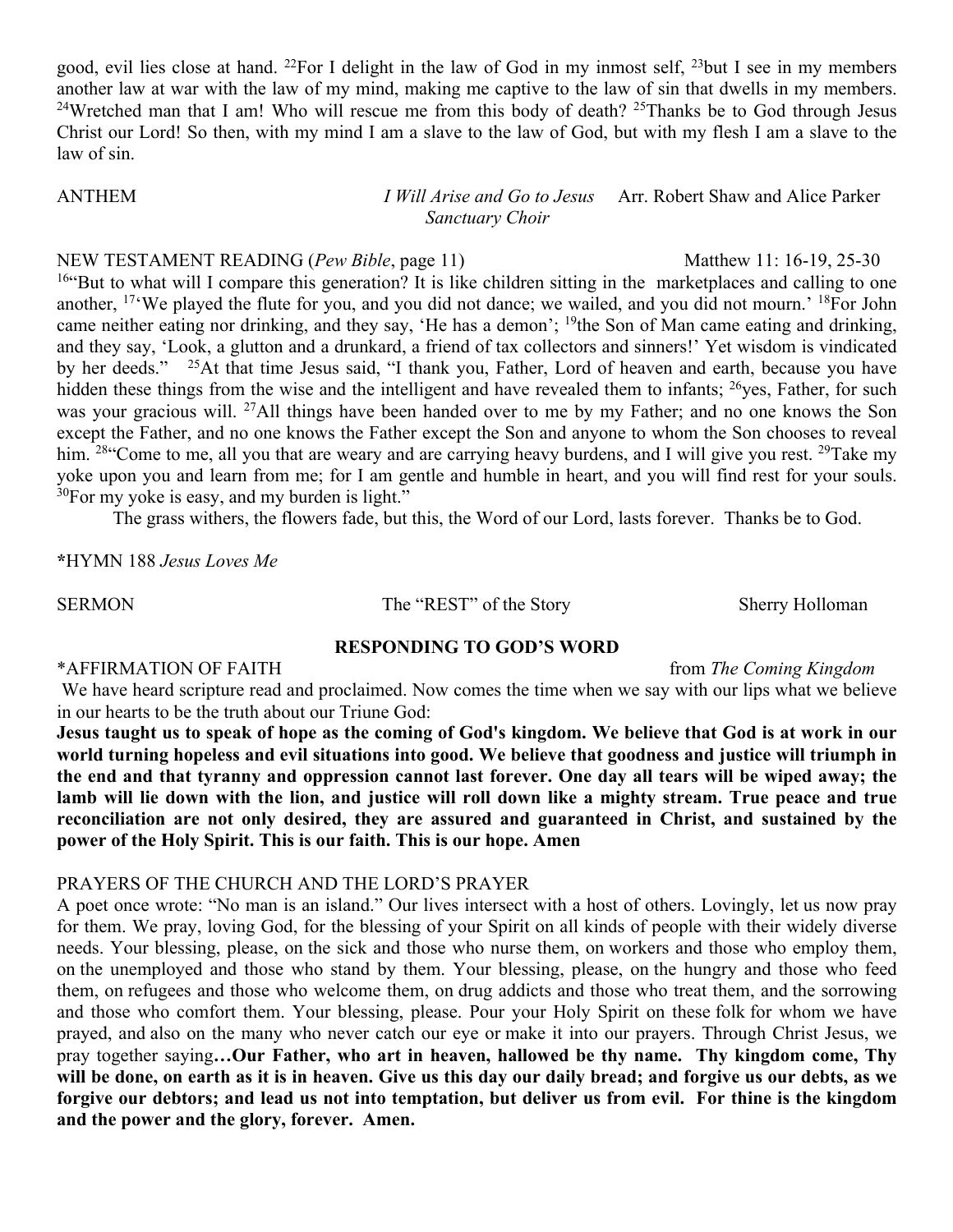good, evil lies close at hand. [22]For I delight in the law of God in my inmost self, [23]but I see in my members another law at war with the law of my mind, making me captive to the law of sin that dwells in my members. [24]Wretched man that I am! Who will rescue me from this body of death? [25]Thanks be to God through Jesus Christ our Lord! So then, with my mind I am a slave to the law of God, but with my flesh I am a slave to the law of sin.

ANTHEM *I Will Arise and Go to Jesus* Arr. Robert Shaw and Alice Parker
*Sanctuary Choir*

NEW TESTAMENT READING (*Pew Bible*, page 11) Matthew 11: 16-19, 25-30

[16]"But to what will I compare this generation? It is like children sitting in the marketplaces and calling to one another, [17]'We played the flute for you, and you did not dance; we wailed, and you did not mourn.' [18]For John came neither eating nor drinking, and they say, 'He has a demon'; [19]the Son of Man came eating and drinking, and they say, 'Look, a glutton and a drunkard, a friend of tax collectors and sinners!' Yet wisdom is vindicated by her deeds." [25]At that time Jesus said, "I thank you, Father, Lord of heaven and earth, because you have hidden these things from the wise and the intelligent and have revealed them to infants; [26]yes, Father, for such was your gracious will. [27]All things have been handed over to me by my Father; and no one knows the Son except the Father, and no one knows the Father except the Son and anyone to whom the Son chooses to reveal him. [28]"Come to me, all you that are weary and are carrying heavy burdens, and I will give you rest. [29]Take my yoke upon you and learn from me; for I am gentle and humble in heart, and you will find rest for your souls. [30]For my yoke is easy, and my burden is light."

The grass withers, the flowers fade, but this, the Word of our Lord, lasts forever. Thanks be to God.

***HYMN 188** *Jesus Loves Me*

SERMON The "REST" of the Story Sherry Holloman

## RESPONDING TO GOD'S WORD

*AFFIRMATION OF FAITH from *The Coming Kingdom*

We have heard scripture read and proclaimed. Now comes the time when we say with our lips what we believe in our hearts to be the truth about our Triune God:

**Jesus taught us to speak of hope as the coming of God's kingdom. We believe that God is at work in our world turning hopeless and evil situations into good. We believe that goodness and justice will triumph in the end and that tyranny and oppression cannot last forever. One day all tears will be wiped away; the lamb will lie down with the lion, and justice will roll down like a mighty stream. True peace and true reconciliation are not only desired, they are assured and guaranteed in Christ, and sustained by the power of the Holy Spirit. This is our faith. This is our hope. Amen**

PRAYERS OF THE CHURCH AND THE LORD'S PRAYER

A poet once wrote: "No man is an island." Our lives intersect with a host of others. Lovingly, let us now pray for them. We pray, loving God, for the blessing of your Spirit on all kinds of people with their widely diverse needs. Your blessing, please, on the sick and those who nurse them, on workers and those who employ them, on the unemployed and those who stand by them. Your blessing, please, on the hungry and those who feed them, on refugees and those who welcome them, on drug addicts and those who treat them, and the sorrowing and those who comfort them. Your blessing, please. Pour your Holy Spirit on these folk for whom we have prayed, and also on the many who never catch our eye or make it into our prayers. Through Christ Jesus, we pray together saying**…Our Father, who art in heaven, hallowed be thy name. Thy kingdom come, Thy will be done, on earth as it is in heaven. Give us this day our daily bread; and forgive us our debts, as we forgive our debtors; and lead us not into temptation, but deliver us from evil. For thine is the kingdom and the power and the glory, forever. Amen.**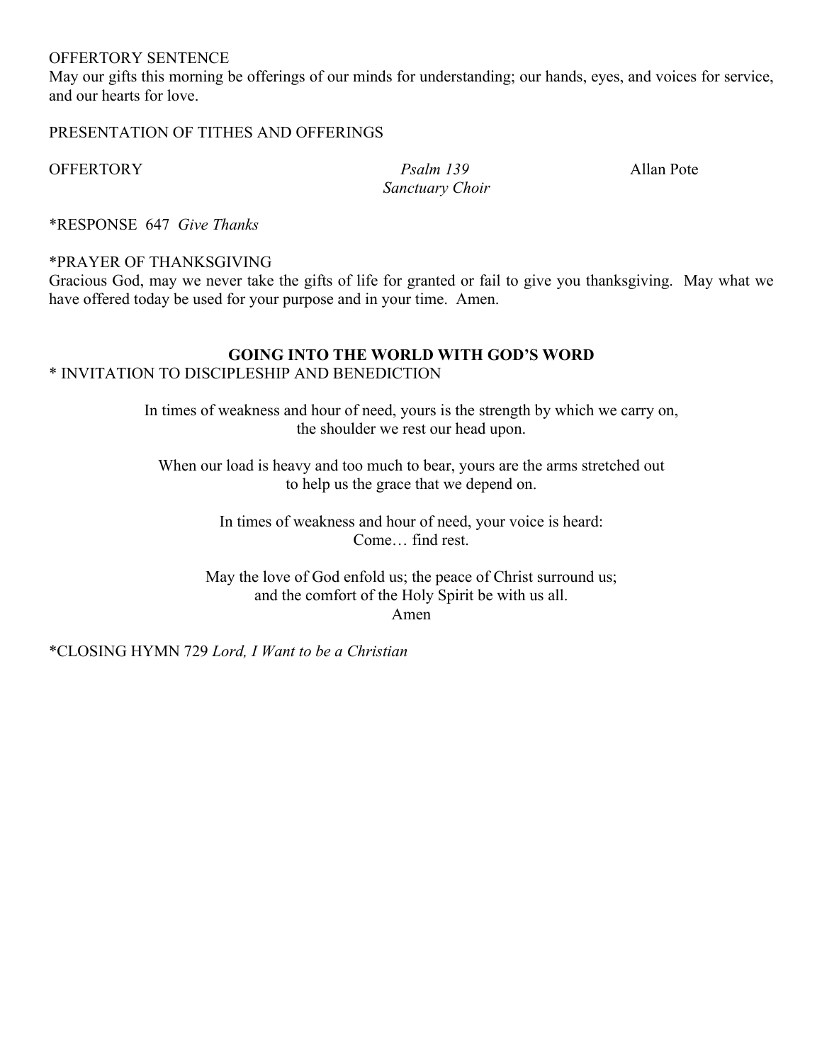OFFERTORY SENTENCE
May our gifts this morning be offerings of our minds for understanding; our hands, eyes, and voices for service, and our hearts for love.

PRESENTATION OF TITHES AND OFFERINGS

OFFERTORY *Psalm 139* Allan Pote
*Sanctuary Choir*

*RESPONSE 647 *Give Thanks*

*PRAYER OF THANKSGIVING
Gracious God, may we never take the gifts of life for granted or fail to give you thanksgiving. May what we have offered today be used for your purpose and in your time. Amen.

**GOING INTO THE WORLD WITH GOD'S WORD**

* INVITATION TO DISCIPLESHIP AND BENEDICTION

In times of weakness and hour of need, yours is the strength by which we carry on,
the shoulder we rest our head upon.

When our load is heavy and too much to bear, yours are the arms stretched out
to help us the grace that we depend on.

In times of weakness and hour of need, your voice is heard:
Come… find rest.

May the love of God enfold us; the peace of Christ surround us;
and the comfort of the Holy Spirit be with us all.
Amen

*CLOSING HYMN 729 *Lord, I Want to be a Christian*